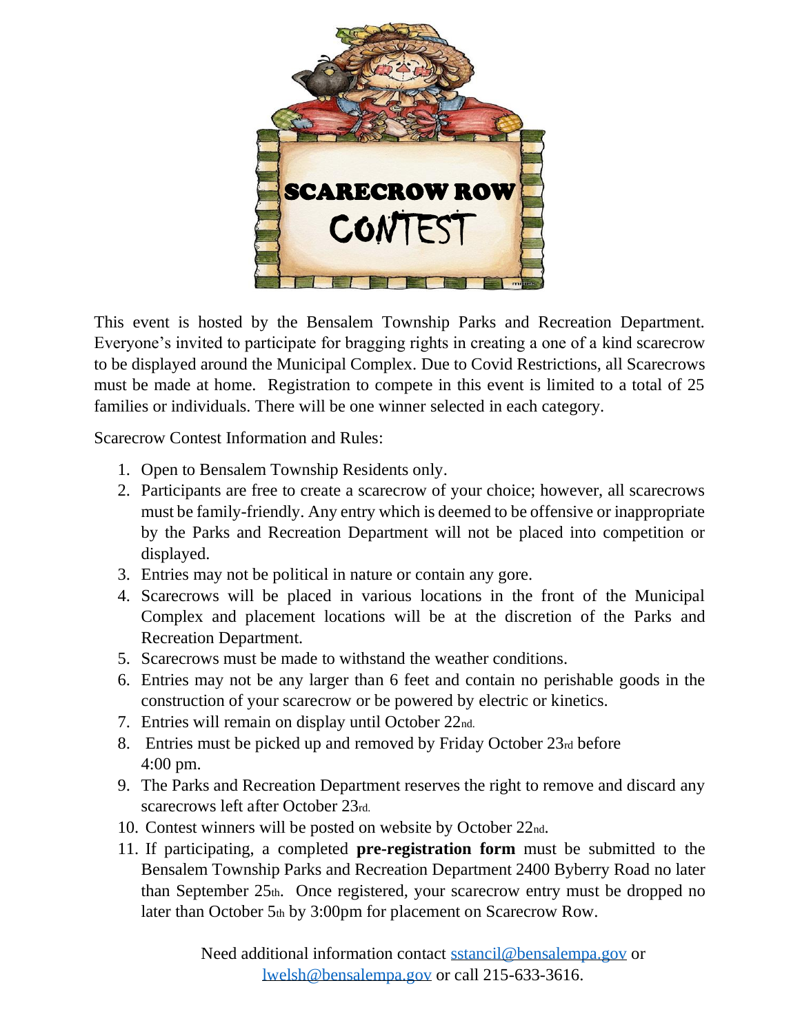# SCARECROW ROW CONTEST

This event is hosted by the Bensalem Township Parks and Recreation Department. Everyone's invited to participate for bragging rights in creating a one of a kind scarecrow to be displayed around the Municipal Complex. Due to Covid Restrictions, all Scarecrows must be made at home. Registration to compete in this event is limited to a total of 25 families or individuals. There will be one winner selected in each category.

Scarecrow Contest Information and Rules:

1. Open to Bensalem Township Residents only.
2. Participants are free to create a scarecrow of your choice; however, all scarecrows must be family-friendly. Any entry which is deemed to be offensive or inappropriate by the Parks and Recreation Department will not be placed into competition or displayed.
3. Entries may not be political in nature or contain any gore.
4. Scarecrows will be placed in various locations in the front of the Municipal Complex and placement locations will be at the discretion of the Parks and Recreation Department.
5. Scarecrows must be made to withstand the weather conditions.
6. Entries may not be any larger than 6 feet and contain no perishable goods in the construction of your scarecrow or be powered by electric or kinetics.
7. Entries will remain on display until October 22nd.
8. Entries must be picked up and removed by Friday October 23rd before 4:00 pm.
9. The Parks and Recreation Department reserves the right to remove and discard any scarecrows left after October 23rd.
10. Contest winners will be posted on website by October 22nd.
11. If participating, a completed **pre-registration form** must be submitted to the Bensalem Township Parks and Recreation Department 2400 Byberry Road no later than September 25th. Once registered, your scarecrow entry must be dropped no later than October 5th by 3:00pm for placement on Scarecrow Row.

Need additional information contact sstancil@bensalempa.gov or lwelsh@bensalempa.gov or call 215-633-3616.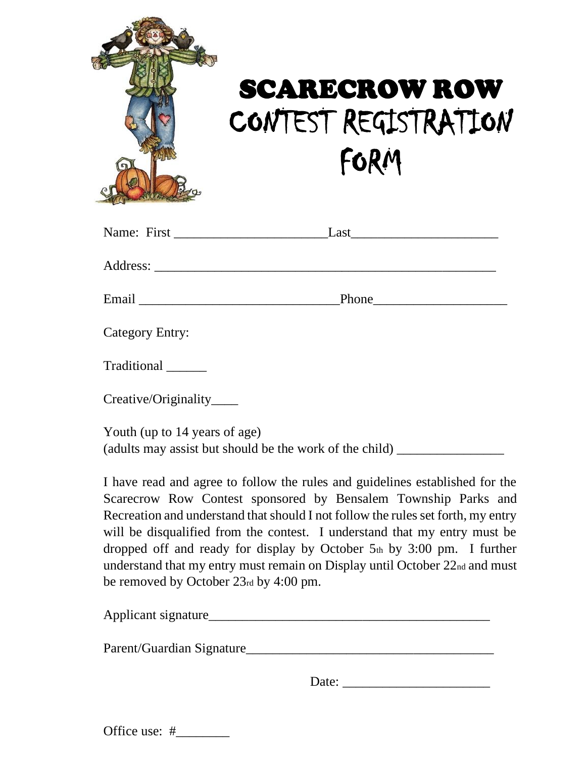# SCARECROW ROW CONTEST REGISTRATION FORM

Name: First ______________________ Last_____________________

Address: ____________________________________________________

Email ______________________________ Phone____________________

Category Entry:

Traditional ______

Creative/Originality____

Youth (up to 14 years of age)
(adults may assist but should be the work of the child) ________________

I have read and agree to follow the rules and guidelines established for the Scarecrow Row Contest sponsored by Bensalem Township Parks and Recreation and understand that should I not follow the rules set forth, my entry will be disqualified from the contest. I understand that my entry must be dropped off and ready for display by October 5th by 3:00 pm. I further understand that my entry must remain on Display until October 22nd and must be removed by October 23rd by 4:00 pm.

Applicant signature__________________________________________

Parent/Guardian Signature_____________________________________

Date: ______________________

Office use: #________